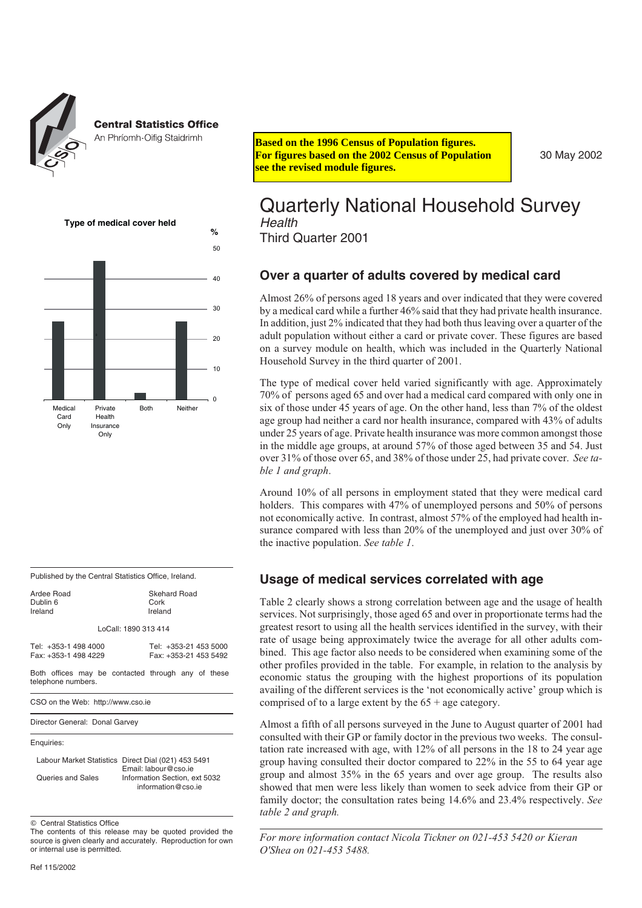**Central Statistics Office**
An Phríomh-Oifig Staidrimh

**Based on the 1996 Census of Population figures. For figures based on the 2002 Census of Population see the revised module figures.**

30 May 2002

# Quarterly National Household Survey

*Health*

Third Quarter 2001

**Type of medical cover held**

| | Medical Card Only | Private Health Insurance Only | Both | Neither |
|---|---|---|---|---|
| % | | | | |

## Over a quarter of adults covered by medical card

Almost 26% of persons aged 18 years and over indicated that they were covered by a medical card while a further 46% said that they had private health insurance. In addition, just 2% indicated that they had both thus leaving over a quarter of the adult population without either a card or private cover. These figures are based on a survey module on health, which was included in the Quarterly National Household Survey in the third quarter of 2001.

The type of medical cover held varied significantly with age. Approximately 70% of persons aged 65 and over had a medical card compared with only one in six of those under 45 years of age. On the other hand, less than 7% of the oldest age group had neither a card nor health insurance, compared with 43% of adults under 25 years of age. Private health insurance was more common amongst those in the middle age groups, at around 57% of those aged between 35 and 54. Just over 31% of those over 65, and 38% of those under 25, had private cover. *See table 1 and graph*.

Around 10% of all persons in employment stated that they were medical card holders. This compares with 47% of unemployed persons and 50% of persons not economically active. In contrast, almost 57% of the employed had health insurance compared with less than 20% of the unemployed and just over 30% of the inactive population. *See table 1*.

## Usage of medical services correlated with age

Table 2 clearly shows a strong correlation between age and the usage of health services. Not surprisingly, those aged 65 and over in proportionate terms had the greatest resort to using all the health services identified in the survey, with their rate of usage being approximately twice the average for all other adults combined. This age factor also needs to be considered when examining some of the other profiles provided in the table. For example, in relation to the analysis by economic status the grouping with the highest proportions of its population availing of the different services is the 'not economically active' group which is comprised of to a large extent by the 65 + age category.

Almost a fifth of all persons surveyed in the June to August quarter of 2001 had consulted with their GP or family doctor in the previous two weeks. The consultation rate increased with age, with 12% of all persons in the 18 to 24 year age group having consulted their doctor compared to 22% in the 55 to 64 year age group and almost 35% in the 65 years and over age group. The results also showed that men were less likely than women to seek advice from their GP or family doctor; the consultation rates being 14.6% and 23.4% respectively. *See table 2 and graph.*

*For more information contact Nicola Tickner on 021-453 5420 or Kieran O'Shea on 021-453 5488.*

---

Published by the Central Statistics Office, Ireland.

| Ardee Road<br>Dublin 6<br>Ireland | Skehard Road<br>Cork<br>Ireland |
|---|---|

LoCall: 1890 313 414

| Tel: +353-1 498 4000<br>Fax: +353-1 498 4229 | Tel: +353-21 453 5000<br>Fax: +353-21 453 5492 |
|---|---|

Both offices may be contacted through any of these telephone numbers.

CSO on the Web: http://www.cso.ie

Director General: Donal Garvey

Enquiries:

| | |
|---|---|
| Labour Market Statistics | Direct Dial (021) 453 5491<br>Email: labour@cso.ie |
| Queries and Sales | Information Section, ext 5032<br>information@cso.ie |

© Central Statistics Office

The contents of this release may be quoted provided the source is given clearly and accurately. Reproduction for own or internal use is permitted.

Ref 115/2002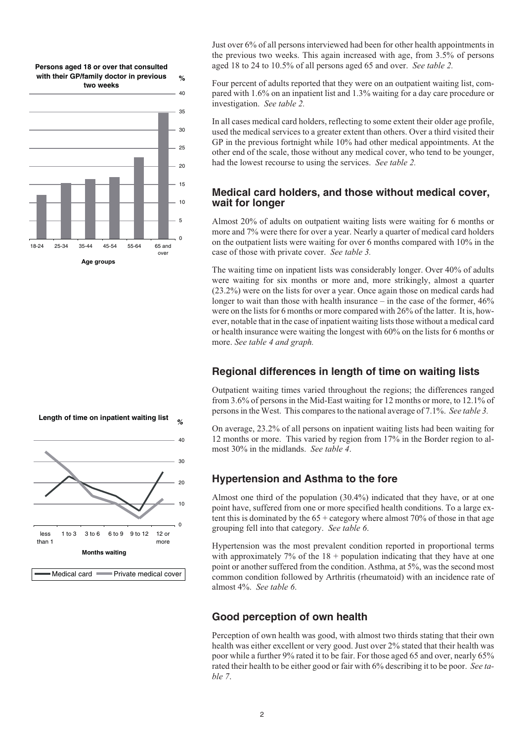**Persons aged 18 or over that consulted with their GP/family doctor in previous two weeks**

**Length of time on inpatient waiting list**

Just over 6% of all persons interviewed had been for other health appointments in the previous two weeks. This again increased with age, from 3.5% of persons aged 18 to 24 to 10.5% of all persons aged 65 and over. *See table 2.*

Four percent of adults reported that they were on an outpatient waiting list, compared with 1.6% on an inpatient list and 1.3% waiting for a day care procedure or investigation. *See table 2.*

In all cases medical card holders, reflecting to some extent their older age profile, used the medical services to a greater extent than others. Over a third visited their GP in the previous fortnight while 10% had other medical appointments. At the other end of the scale, those without any medical cover, who tend to be younger, had the lowest recourse to using the services. *See table 2.*

## Medical card holders, and those without medical cover, wait for longer

Almost 20% of adults on outpatient waiting lists were waiting for 6 months or more and 7% were there for over a year. Nearly a quarter of medical card holders on the outpatient lists were waiting for over 6 months compared with 10% in the case of those with private cover. *See table 3.*

The waiting time on inpatient lists was considerably longer. Over 40% of adults were waiting for six months or more and, more strikingly, almost a quarter (23.2%) were on the lists for over a year. Once again those on medical cards had longer to wait than those with health insurance – in the case of the former, 46% were on the lists for 6 months or more compared with 26% of the latter. It is, however, notable that in the case of inpatient waiting lists those without a medical card or health insurance were waiting the longest with 60% on the lists for 6 months or more. *See table 4 and graph.*

## Regional differences in length of time on waiting lists

Outpatient waiting times varied throughout the regions; the differences ranged from 3.6% of persons in the Mid-East waiting for 12 months or more, to 12.1% of persons in the West. This compares to the national average of 7.1%. *See table 3.*

On average, 23.2% of all persons on inpatient waiting lists had been waiting for 12 months or more. This varied by region from 17% in the Border region to almost 30% in the midlands. *See table 4.*

## Hypertension and Asthma to the fore

Almost one third of the population (30.4%) indicated that they have, or at one point have, suffered from one or more specified health conditions. To a large extent this is dominated by the 65 + category where almost 70% of those in that age grouping fell into that category. *See table 6.*

Hypertension was the most prevalent condition reported in proportional terms with approximately 7% of the 18 + population indicating that they have at one point or another suffered from the condition. Asthma, at 5%, was the second most common condition followed by Arthritis (rheumatoid) with an incidence rate of almost 4%. *See table 6.*

## Good perception of own health

Perception of own health was good, with almost two thirds stating that their own health was either excellent or very good. Just over 2% stated that their health was poor while a further 9% rated it to be fair. For those aged 65 and over, nearly 65% rated their health to be either good or fair with 6% describing it to be poor. *See table 7.*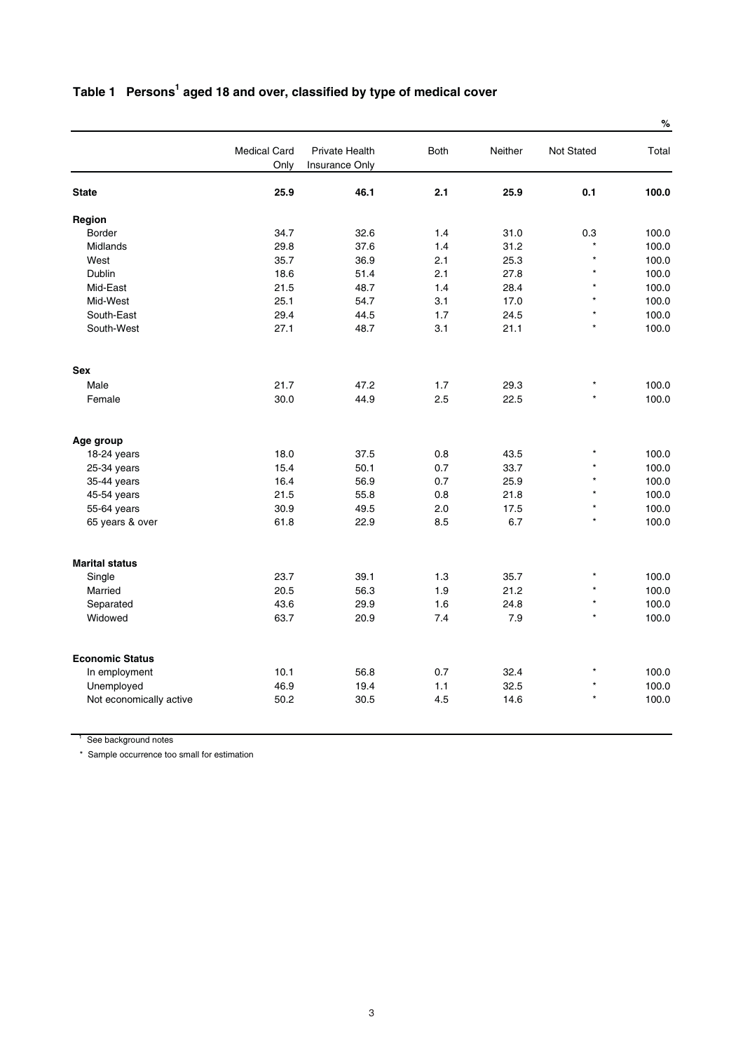## Table 1 Persons[1] aged 18 and over, classified by type of medical cover

%

| | Medical Card Only | Private Health Insurance Only | Both | Neither | Not Stated | Total |
|---|---|---|---|---|---|---|
| **State** | **25.9** | **46.1** | **2.1** | **25.9** | **0.1** | **100.0** |
| **Region** | | | | | | |
| Border | 34.7 | 32.6 | 1.4 | 31.0 | 0.3 | 100.0 |
| Midlands | 29.8 | 37.6 | 1.4 | 31.2 | * | 100.0 |
| West | 35.7 | 36.9 | 2.1 | 25.3 | * | 100.0 |
| Dublin | 18.6 | 51.4 | 2.1 | 27.8 | * | 100.0 |
| Mid-East | 21.5 | 48.7 | 1.4 | 28.4 | * | 100.0 |
| Mid-West | 25.1 | 54.7 | 3.1 | 17.0 | * | 100.0 |
| South-East | 29.4 | 44.5 | 1.7 | 24.5 | * | 100.0 |
| South-West | 27.1 | 48.7 | 3.1 | 21.1 | * | 100.0 |
| **Sex** | | | | | | |
| Male | 21.7 | 47.2 | 1.7 | 29.3 | * | 100.0 |
| Female | 30.0 | 44.9 | 2.5 | 22.5 | * | 100.0 |
| **Age group** | | | | | | |
| 18-24 years | 18.0 | 37.5 | 0.8 | 43.5 | * | 100.0 |
| 25-34 years | 15.4 | 50.1 | 0.7 | 33.7 | * | 100.0 |
| 35-44 years | 16.4 | 56.9 | 0.7 | 25.9 | * | 100.0 |
| 45-54 years | 21.5 | 55.8 | 0.8 | 21.8 | * | 100.0 |
| 55-64 years | 30.9 | 49.5 | 2.0 | 17.5 | * | 100.0 |
| 65 years & over | 61.8 | 22.9 | 8.5 | 6.7 | * | 100.0 |
| **Marital status** | | | | | | |
| Single | 23.7 | 39.1 | 1.3 | 35.7 | * | 100.0 |
| Married | 20.5 | 56.3 | 1.9 | 21.2 | * | 100.0 |
| Separated | 43.6 | 29.9 | 1.6 | 24.8 | * | 100.0 |
| Widowed | 63.7 | 20.9 | 7.4 | 7.9 | * | 100.0 |
| **Economic Status** | | | | | | |
| In employment | 10.1 | 56.8 | 0.7 | 32.4 | * | 100.0 |
| Unemployed | 46.9 | 19.4 | 1.1 | 32.5 | * | 100.0 |
| Not economically active | 50.2 | 30.5 | 4.5 | 14.6 | * | 100.0 |

[1] See background notes

* Sample occurrence too small for estimation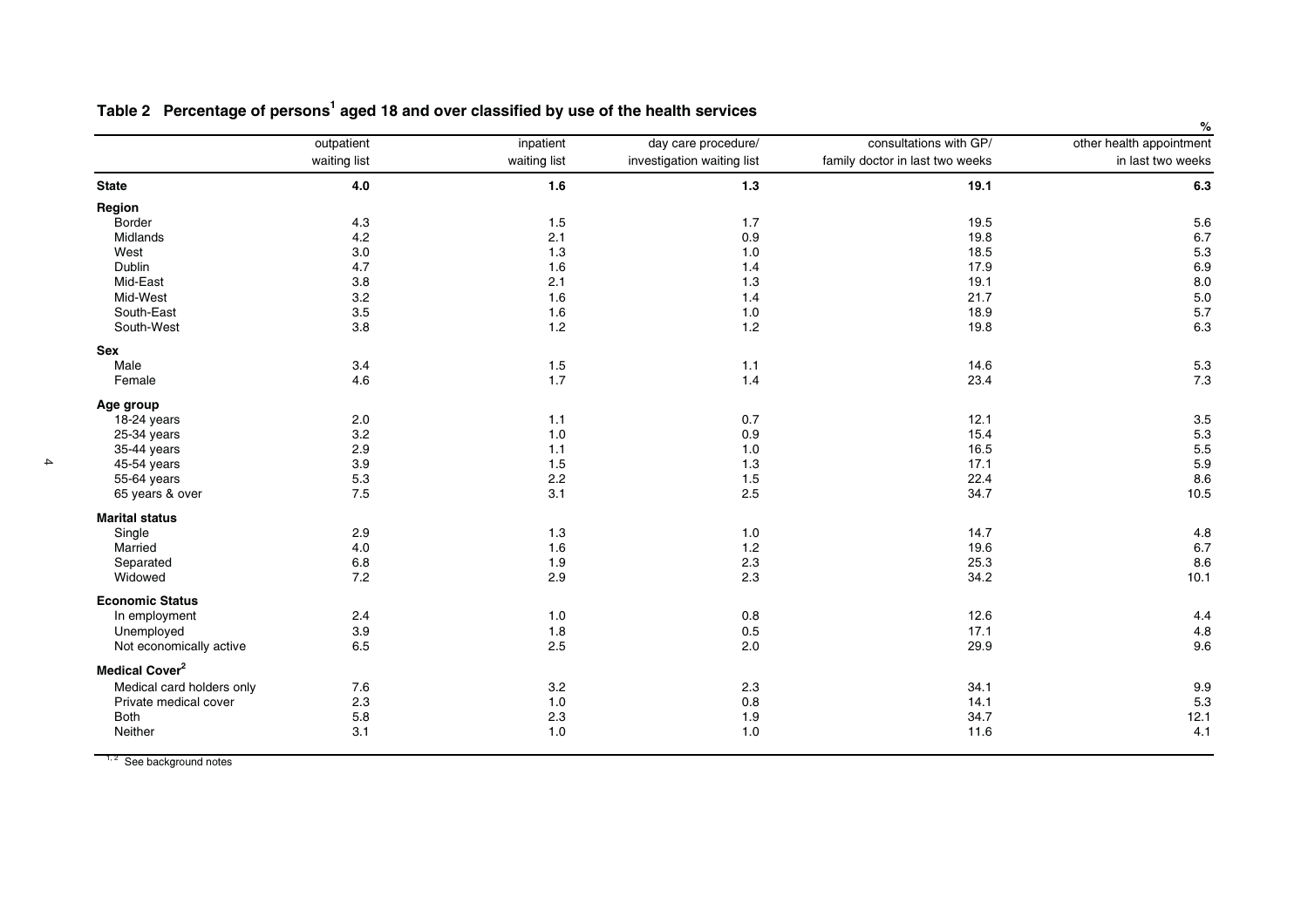## Table 2 Percentage of persons[1] aged 18 and over classified by use of the health services

%

| | outpatient waiting list | inpatient waiting list | day care procedure/ investigation waiting list | consultations with GP/ family doctor in last two weeks | other health appointment in last two weeks |
|---|---|---|---|---|---|
| **State** | **4.0** | **1.6** | **1.3** | **19.1** | **6.3** |
| **Region** | | | | | |
| Border | 4.3 | 1.5 | 1.7 | 19.5 | 5.6 |
| Midlands | 4.2 | 2.1 | 0.9 | 19.8 | 6.7 |
| West | 3.0 | 1.3 | 1.0 | 18.5 | 5.3 |
| Dublin | 4.7 | 1.6 | 1.4 | 17.9 | 6.9 |
| Mid-East | 3.8 | 2.1 | 1.3 | 19.1 | 8.0 |
| Mid-West | 3.2 | 1.6 | 1.4 | 21.7 | 5.0 |
| South-East | 3.5 | 1.6 | 1.0 | 18.9 | 5.7 |
| South-West | 3.8 | 1.2 | 1.2 | 19.8 | 6.3 |
| **Sex** | | | | | |
| Male | 3.4 | 1.5 | 1.1 | 14.6 | 5.3 |
| Female | 4.6 | 1.7 | 1.4 | 23.4 | 7.3 |
| **Age group** | | | | | |
| 18-24 years | 2.0 | 1.1 | 0.7 | 12.1 | 3.5 |
| 25-34 years | 3.2 | 1.0 | 0.9 | 15.4 | 5.3 |
| 35-44 years | 2.9 | 1.1 | 1.0 | 16.5 | 5.5 |
| 45-54 years | 3.9 | 1.5 | 1.3 | 17.1 | 5.9 |
| 55-64 years | 5.3 | 2.2 | 1.5 | 22.4 | 8.6 |
| 65 years & over | 7.5 | 3.1 | 2.5 | 34.7 | 10.5 |
| **Marital status** | | | | | |
| Single | 2.9 | 1.3 | 1.0 | 14.7 | 4.8 |
| Married | 4.0 | 1.6 | 1.2 | 19.6 | 6.7 |
| Separated | 6.8 | 1.9 | 2.3 | 25.3 | 8.6 |
| Widowed | 7.2 | 2.9 | 2.3 | 34.2 | 10.1 |
| **Economic Status** | | | | | |
| In employment | 2.4 | 1.0 | 0.8 | 12.6 | 4.4 |
| Unemployed | 3.9 | 1.8 | 0.5 | 17.1 | 4.8 |
| Not economically active | 6.5 | 2.5 | 2.0 | 29.9 | 9.6 |
| **Medical Cover[2]** | | | | | |
| Medical card holders only | 7.6 | 3.2 | 2.3 | 34.1 | 9.9 |
| Private medical cover | 2.3 | 1.0 | 0.8 | 14.1 | 5.3 |
| Both | 5.8 | 2.3 | 1.9 | 34.7 | 12.1 |
| Neither | 3.1 | 1.0 | 1.0 | 11.6 | 4.1 |

[1, 2] See background notes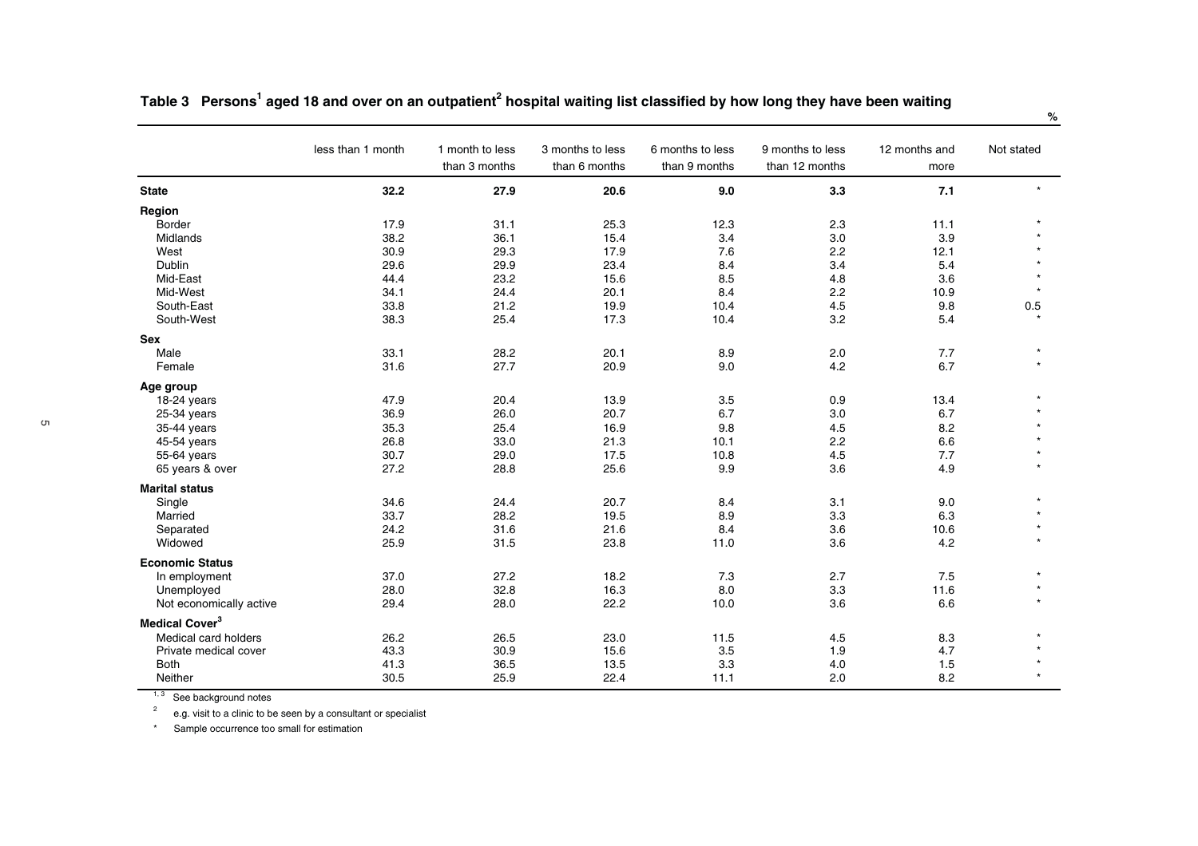## Table 3 Persons[1] aged 18 and over on an outpatient[2] hospital waiting list classified by how long they have been waiting

%

| | less than 1 month | 1 month to less than 3 months | 3 months to less than 6 months | 6 months to less than 9 months | 9 months to less than 12 months | 12 months and more | Not stated |
|---|---|---|---|---|---|---|---|
| **State** | **32.2** | **27.9** | **20.6** | **9.0** | **3.3** | **7.1** | * |
| **Region** | | | | | | | |
| Border | 17.9 | 31.1 | 25.3 | 12.3 | 2.3 | 11.1 | * |
| Midlands | 38.2 | 36.1 | 15.4 | 3.4 | 3.0 | 3.9 | * |
| West | 30.9 | 29.3 | 17.9 | 7.6 | 2.2 | 12.1 | * |
| Dublin | 29.6 | 29.9 | 23.4 | 8.4 | 3.4 | 5.4 | * |
| Mid-East | 44.4 | 23.2 | 15.6 | 8.5 | 4.8 | 3.6 | * |
| Mid-West | 34.1 | 24.4 | 20.1 | 8.4 | 2.2 | 10.9 | * |
| South-East | 33.8 | 21.2 | 19.9 | 10.4 | 4.5 | 9.8 | 0.5 |
| South-West | 38.3 | 25.4 | 17.3 | 10.4 | 3.2 | 5.4 | * |
| **Sex** | | | | | | | |
| Male | 33.1 | 28.2 | 20.1 | 8.9 | 2.0 | 7.7 | * |
| Female | 31.6 | 27.7 | 20.9 | 9.0 | 4.2 | 6.7 | * |
| **Age group** | | | | | | | |
| 18-24 years | 47.9 | 20.4 | 13.9 | 3.5 | 0.9 | 13.4 | * |
| 25-34 years | 36.9 | 26.0 | 20.7 | 6.7 | 3.0 | 6.7 | * |
| 35-44 years | 35.3 | 25.4 | 16.9 | 9.8 | 4.5 | 8.2 | * |
| 45-54 years | 26.8 | 33.0 | 21.3 | 10.1 | 2.2 | 6.6 | * |
| 55-64 years | 30.7 | 29.0 | 17.5 | 10.8 | 4.5 | 7.7 | * |
| 65 years & over | 27.2 | 28.8 | 25.6 | 9.9 | 3.6 | 4.9 | * |
| **Marital status** | | | | | | | |
| Single | 34.6 | 24.4 | 20.7 | 8.4 | 3.1 | 9.0 | * |
| Married | 33.7 | 28.2 | 19.5 | 8.9 | 3.3 | 6.3 | * |
| Separated | 24.2 | 31.6 | 21.6 | 8.4 | 3.6 | 10.6 | * |
| Widowed | 25.9 | 31.5 | 23.8 | 11.0 | 3.6 | 4.2 | * |
| **Economic Status** | | | | | | | |
| In employment | 37.0 | 27.2 | 18.2 | 7.3 | 2.7 | 7.5 | * |
| Unemployed | 28.0 | 32.8 | 16.3 | 8.0 | 3.3 | 11.6 | * |
| Not economically active | 29.4 | 28.0 | 22.2 | 10.0 | 3.6 | 6.6 | * |
| **Medical Cover[3]** | | | | | | | |
| Medical card holders | 26.2 | 26.5 | 23.0 | 11.5 | 4.5 | 8.3 | * |
| Private medical cover | 43.3 | 30.9 | 15.6 | 3.5 | 1.9 | 4.7 | * |
| Both | 41.3 | 36.5 | 13.5 | 3.3 | 4.0 | 1.5 | * |
| Neither | 30.5 | 25.9 | 22.4 | 11.1 | 2.0 | 8.2 | * |

[1, 3] See background notes

[2] e.g. visit to a clinic to be seen by a consultant or specialist

\* Sample occurrence too small for estimation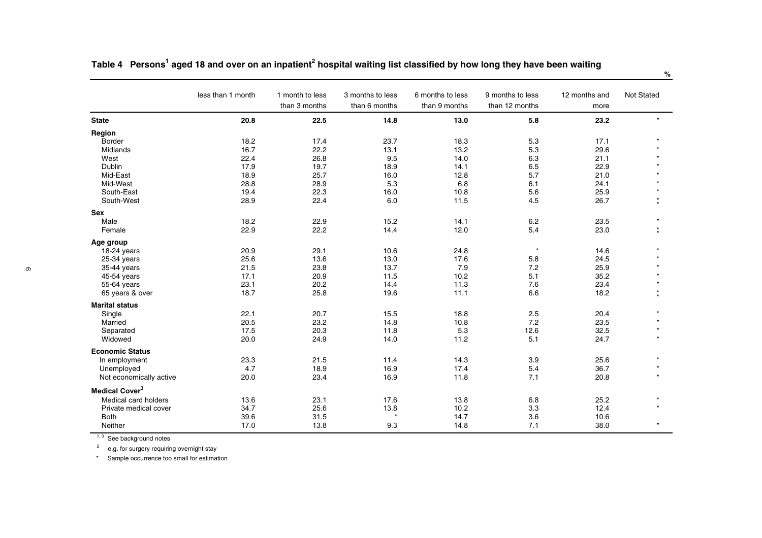## Table 4 Persons[1] aged 18 and over on an inpatient[2] hospital waiting list classified by how long they have been waiting

%

| | less than 1 month | 1 month to less than 3 months | 3 months to less than 6 months | 6 months to less than 9 months | 9 months to less than 12 months | 12 months and more | Not Stated |
|---|---|---|---|---|---|---|---|
| **State** | **20.8** | **22.5** | **14.8** | **13.0** | **5.8** | **23.2** | * |
| **Region** | | | | | | | |
| Border | 18.2 | 17.4 | 23.7 | 18.3 | 5.3 | 17.1 | * |
| Midlands | 16.7 | 22.2 | 13.1 | 13.2 | 5.3 | 29.6 | * |
| West | 22.4 | 26.8 | 9.5 | 14.0 | 6.3 | 21.1 | * |
| Dublin | 17.9 | 19.7 | 18.9 | 14.1 | 6.5 | 22.9 | * |
| Mid-East | 18.9 | 25.7 | 16.0 | 12.8 | 5.7 | 21.0 | * |
| Mid-West | 28.8 | 28.9 | 5.3 | 6.8 | 6.1 | 24.1 | * |
| South-East | 19.4 | 22.3 | 16.0 | 10.8 | 5.6 | 25.9 | * |
| South-West | 28.9 | 22.4 | 6.0 | 11.5 | 4.5 | 26.7 | * |
| **Sex** | | | | | | | |
| Male | 18.2 | 22.9 | 15.2 | 14.1 | 6.2 | 23.5 | * |
| Female | 22.9 | 22.2 | 14.4 | 12.0 | 5.4 | 23.0 | * |
| **Age group** | | | | | | | |
| 18-24 years | 20.9 | 29.1 | 10.6 | 24.8 | * | 14.6 | * |
| 25-34 years | 25.6 | 13.6 | 13.0 | 17.6 | 5.8 | 24.5 | * |
| 35-44 years | 21.5 | 23.8 | 13.7 | 7.9 | 7.2 | 25.9 | * |
| 45-54 years | 17.1 | 20.9 | 11.5 | 10.2 | 5.1 | 35.2 | * |
| 55-64 years | 23.1 | 20.2 | 14.4 | 11.3 | 7.6 | 23.4 | * |
| 65 years & over | 18.7 | 25.8 | 19.6 | 11.1 | 6.6 | 18.2 | * |
| **Marital status** | | | | | | | |
| Single | 22.1 | 20.7 | 15.5 | 18.8 | 2.5 | 20.4 | * |
| Married | 20.5 | 23.2 | 14.8 | 10.8 | 7.2 | 23.5 | * |
| Separated | 17.5 | 20.3 | 11.8 | 5.3 | 12.6 | 32.5 | * |
| Widowed | 20.0 | 24.9 | 14.0 | 11.2 | 5.1 | 24.7 | * |
| **Economic Status** | | | | | | | |
| In employment | 23.3 | 21.5 | 11.4 | 14.3 | 3.9 | 25.6 | * |
| Unemployed | 4.7 | 18.9 | 16.9 | 17.4 | 5.4 | 36.7 | * |
| Not economically active | 20.0 | 23.4 | 16.9 | 11.8 | 7.1 | 20.8 | * |
| **Medical Cover[3]** | | | | | | | |
| Medical card holders | 13.6 | 23.1 | 17.6 | 13.8 | 6.8 | 25.2 | * |
| Private medical cover | 34.7 | 25.6 | 13.8 | 10.2 | 3.3 | 12.4 | * |
| Both | 39.6 | 31.5 | * | 14.7 | 3.6 | 10.6 | |
| Neither | 17.0 | 13.8 | 9.3 | 14.8 | 7.1 | 38.0 | * |

[1, 3] See background notes

[2] e.g. for surgery requiring overnight stay

\* Sample occurrence too small for estimation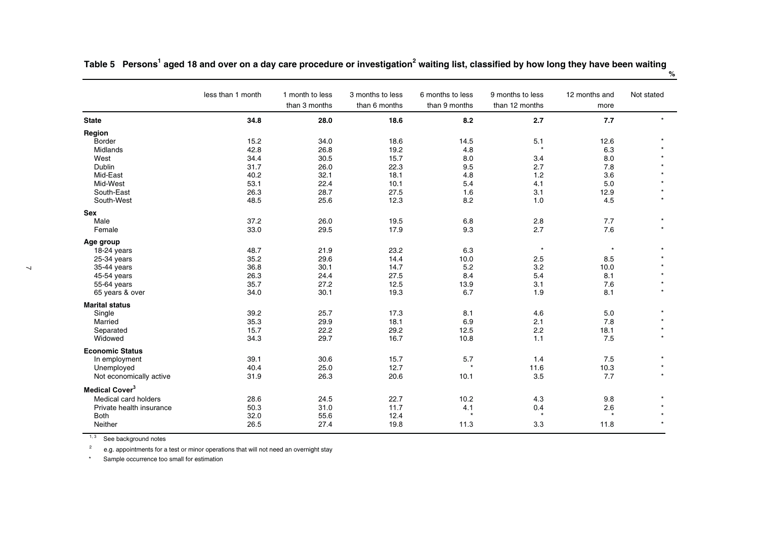**Table 5 Persons[1] aged 18 and over on a day care procedure or investigation[2] waiting list, classified by how long they have been waiting**

%

| | less than 1 month | 1 month to less than 3 months | 3 months to less than 6 months | 6 months to less than 9 months | 9 months to less than 12 months | 12 months and more | Not stated |
|---|---|---|---|---|---|---|---|
| **State** | **34.8** | **28.0** | **18.6** | **8.2** | **2.7** | **7.7** | * |
| **Region** | | | | | | | |
| Border | 15.2 | 34.0 | 18.6 | 14.5 | 5.1 | 12.6 | * |
| Midlands | 42.8 | 26.8 | 19.2 | 4.8 | * | 6.3 | * |
| West | 34.4 | 30.5 | 15.7 | 8.0 | 3.4 | 8.0 | * |
| Dublin | 31.7 | 26.0 | 22.3 | 9.5 | 2.7 | 7.8 | * |
| Mid-East | 40.2 | 32.1 | 18.1 | 4.8 | 1.2 | 3.6 | * |
| Mid-West | 53.1 | 22.4 | 10.1 | 5.4 | 4.1 | 5.0 | * |
| South-East | 26.3 | 28.7 | 27.5 | 1.6 | 3.1 | 12.9 | * |
| South-West | 48.5 | 25.6 | 12.3 | 8.2 | 1.0 | 4.5 | * |
| **Sex** | | | | | | | |
| Male | 37.2 | 26.0 | 19.5 | 6.8 | 2.8 | 7.7 | * |
| Female | 33.0 | 29.5 | 17.9 | 9.3 | 2.7 | 7.6 | * |
| **Age group** | | | | | | | |
| 18-24 years | 48.7 | 21.9 | 23.2 | 6.3 | * | * | * |
| 25-34 years | 35.2 | 29.6 | 14.4 | 10.0 | 2.5 | 8.5 | * |
| 35-44 years | 36.8 | 30.1 | 14.7 | 5.2 | 3.2 | 10.0 | * |
| 45-54 years | 26.3 | 24.4 | 27.5 | 8.4 | 5.4 | 8.1 | * |
| 55-64 years | 35.7 | 27.2 | 12.5 | 13.9 | 3.1 | 7.6 | * |
| 65 years & over | 34.0 | 30.1 | 19.3 | 6.7 | 1.9 | 8.1 | * |
| **Marital status** | | | | | | | |
| Single | 39.2 | 25.7 | 17.3 | 8.1 | 4.6 | 5.0 | * |
| Married | 35.3 | 29.9 | 18.1 | 6.9 | 2.1 | 7.8 | * |
| Separated | 15.7 | 22.2 | 29.2 | 12.5 | 2.2 | 18.1 | * |
| Widowed | 34.3 | 29.7 | 16.7 | 10.8 | 1.1 | 7.5 | * |
| **Economic Status** | | | | | | | |
| In employment | 39.1 | 30.6 | 15.7 | 5.7 | 1.4 | 7.5 | * |
| Unemployed | 40.4 | 25.0 | 12.7 | * | 11.6 | 10.3 | * |
| Not economically active | 31.9 | 26.3 | 20.6 | 10.1 | 3.5 | 7.7 | * |
| **Medical Cover[3]** | | | | | | | |
| Medical card holders | 28.6 | 24.5 | 22.7 | 10.2 | 4.3 | 9.8 | * |
| Private health insurance | 50.3 | 31.0 | 11.7 | 4.1 | 0.4 | 2.6 | * |
| Both | 32.0 | 55.6 | 12.4 | * | * | * | * |
| Neither | 26.5 | 27.4 | 19.8 | 11.3 | 3.3 | 11.8 | * |

[1, 3] See background notes

[2] e.g. appointments for a test or minor operations that will not need an overnight stay

\* Sample occurrence too small for estimation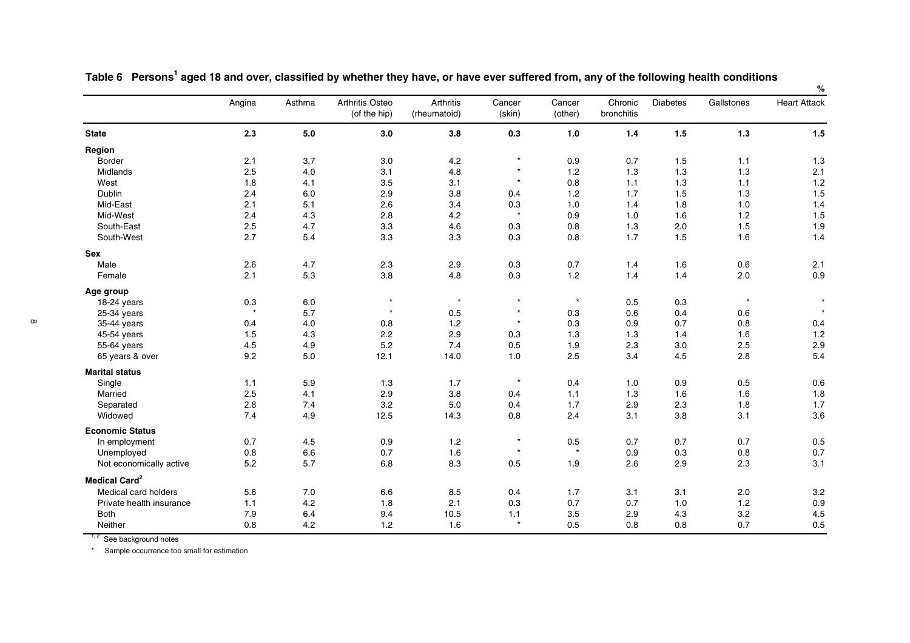## Table 6 Persons[1] aged 18 and over, classified by whether they have, or have ever suffered from, any of the following health conditions

%

| | Angina | Asthma | Arthritis Osteo (of the hip) | Arthritis (rheumatoid) | Cancer (skin) | Cancer (other) | Chronic bronchitis | Diabetes | Gallstones | Heart Attack |
|---|---|---|---|---|---|---|---|---|---|---|
| **State** | **2.3** | **5.0** | **3.0** | **3.8** | **0.3** | **1.0** | **1.4** | **1.5** | **1.3** | **1.5** |
| **Region** | | | | | | | | | | |
| Border | 2.1 | 3.7 | 3.0 | 4.2 | * | 0.9 | 0.7 | 1.5 | 1.1 | 1.3 |
| Midlands | 2.5 | 4.0 | 3.1 | 4.8 | * | 1.2 | 1.3 | 1.3 | 1.3 | 2.1 |
| West | 1.8 | 4.1 | 3.5 | 3.1 | * | 0.8 | 1.1 | 1.3 | 1.1 | 1.2 |
| Dublin | 2.4 | 6.0 | 2.9 | 3.8 | 0.4 | 1.2 | 1.7 | 1.5 | 1.3 | 1.5 |
| Mid-East | 2.1 | 5.1 | 2.6 | 3.4 | 0.3 | 1.0 | 1.4 | 1.8 | 1.0 | 1.4 |
| Mid-West | 2.4 | 4.3 | 2.8 | 4.2 | * | 0.9 | 1.0 | 1.6 | 1.2 | 1.5 |
| South-East | 2.5 | 4.7 | 3.3 | 4.6 | 0.3 | 0.8 | 1.3 | 2.0 | 1.5 | 1.9 |
| South-West | 2.7 | 5.4 | 3.3 | 3.3 | 0.3 | 0.8 | 1.7 | 1.5 | 1.6 | 1.4 |
| **Sex** | | | | | | | | | | |
| Male | 2.6 | 4.7 | 2.3 | 2.9 | 0.3 | 0.7 | 1.4 | 1.6 | 0.6 | 2.1 |
| Female | 2.1 | 5.3 | 3.8 | 4.8 | 0.3 | 1.2 | 1.4 | 1.4 | 2.0 | 0.9 |
| **Age group** | | | | | | | | | | |
| 18-24 years | 0.3 | 6.0 | * | * | * | * | 0.5 | 0.3 | * | * |
| 25-34 years | * | 5.7 | * | 0.5 | * | 0.3 | 0.6 | 0.4 | 0.6 | * |
| 35-44 years | 0.4 | 4.0 | 0.8 | 1.2 | * | 0.3 | 0.9 | 0.7 | 0.8 | 0.4 |
| 45-54 years | 1.5 | 4.3 | 2.2 | 2.9 | 0.3 | 1.3 | 1.3 | 1.4 | 1.6 | 1.2 |
| 55-64 years | 4.5 | 4.9 | 5.2 | 7.4 | 0.5 | 1.9 | 2.3 | 3.0 | 2.5 | 2.9 |
| 65 years & over | 9.2 | 5.0 | 12.1 | 14.0 | 1.0 | 2.5 | 3.4 | 4.5 | 2.8 | 5.4 |
| **Marital status** | | | | | | | | | | |
| Single | 1.1 | 5.9 | 1.3 | 1.7 | * | 0.4 | 1.0 | 0.9 | 0.5 | 0.6 |
| Married | 2.5 | 4.1 | 2.9 | 3.8 | 0.4 | 1.1 | 1.3 | 1.6 | 1.6 | 1.8 |
| Separated | 2.8 | 7.4 | 3.2 | 5.0 | 0.4 | 1.7 | 2.9 | 2.3 | 1.8 | 1.7 |
| Widowed | 7.4 | 4.9 | 12.5 | 14.3 | 0.8 | 2.4 | 3.1 | 3.8 | 3.1 | 3.6 |
| **Economic Status** | | | | | | | | | | |
| In employment | 0.7 | 4.5 | 0.9 | 1.2 | * | 0.5 | 0.7 | 0.7 | 0.7 | 0.5 |
| Unemployed | 0.8 | 6.6 | 0.7 | 1.6 | * | * | 0.9 | 0.3 | 0.8 | 0.7 |
| Not economically active | 5.2 | 5.7 | 6.8 | 8.3 | 0.5 | 1.9 | 2.6 | 2.9 | 2.3 | 3.1 |
| **Medical Card[2]** | | | | | | | | | | |
| Medical card holders | 5.6 | 7.0 | 6.6 | 8.5 | 0.4 | 1.7 | 3.1 | 3.1 | 2.0 | 3.2 |
| Private health insurance | 1.1 | 4.2 | 1.8 | 2.1 | 0.3 | 0.7 | 0.7 | 1.0 | 1.2 | 0.9 |
| Both | 7.9 | 6.4 | 9.4 | 10.5 | 1.1 | 3.5 | 2.9 | 4.3 | 3.2 | 4.5 |
| Neither | 0.8 | 4.2 | 1.2 | 1.6 | * | 0.5 | 0.8 | 0.8 | 0.7 | 0.5 |

[1, 2] See background notes

\* Sample occurrence too small for estimation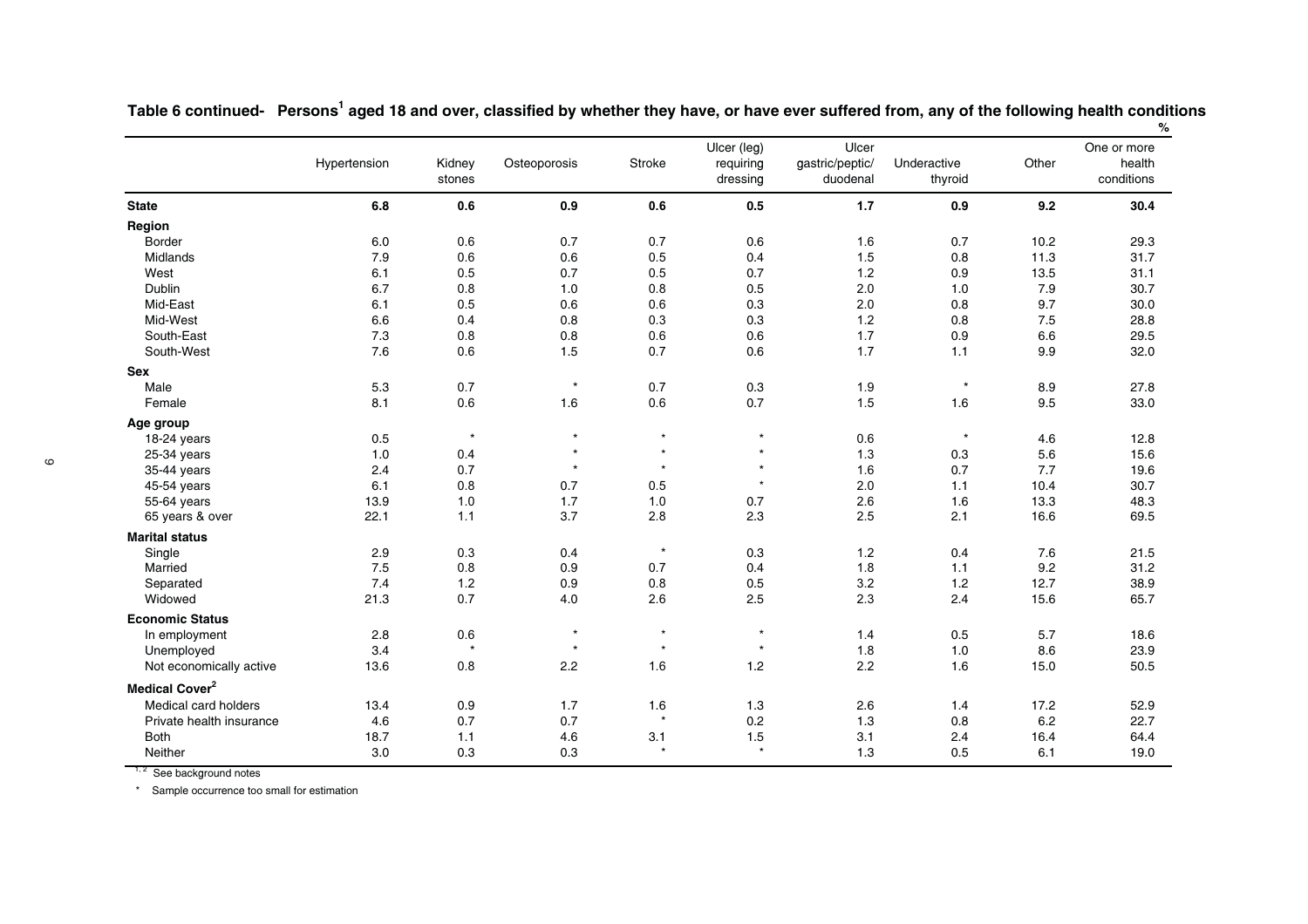**Table 6 continued- Persons[1] aged 18 and over, classified by whether they have, or have ever suffered from, any of the following health conditions**

%

| | Hypertension | Kidney stones | Osteoporosis | Stroke | Ulcer (leg) requiring dressing | Ulcer gastric/peptic/ duodenal | Underactive thyroid | Other | One or more health conditions |
|---|---|---|---|---|---|---|---|---|---|
| **State** | **6.8** | **0.6** | **0.9** | **0.6** | **0.5** | **1.7** | **0.9** | **9.2** | **30.4** |
| **Region** | | | | | | | | | |
| Border | 6.0 | 0.6 | 0.7 | 0.7 | 0.6 | 1.6 | 0.7 | 10.2 | 29.3 |
| Midlands | 7.9 | 0.6 | 0.6 | 0.5 | 0.4 | 1.5 | 0.8 | 11.3 | 31.7 |
| West | 6.1 | 0.5 | 0.7 | 0.5 | 0.7 | 1.2 | 0.9 | 13.5 | 31.1 |
| Dublin | 6.7 | 0.8 | 1.0 | 0.8 | 0.5 | 2.0 | 1.0 | 7.9 | 30.7 |
| Mid-East | 6.1 | 0.5 | 0.6 | 0.6 | 0.3 | 2.0 | 0.8 | 9.7 | 30.0 |
| Mid-West | 6.6 | 0.4 | 0.8 | 0.3 | 0.3 | 1.2 | 0.8 | 7.5 | 28.8 |
| South-East | 7.3 | 0.8 | 0.8 | 0.6 | 0.6 | 1.7 | 0.9 | 6.6 | 29.5 |
| South-West | 7.6 | 0.6 | 1.5 | 0.7 | 0.6 | 1.7 | 1.1 | 9.9 | 32.0 |
| **Sex** | | | | | | | | | |
| Male | 5.3 | 0.7 | * | 0.7 | 0.3 | 1.9 | * | 8.9 | 27.8 |
| Female | 8.1 | 0.6 | 1.6 | 0.6 | 0.7 | 1.5 | 1.6 | 9.5 | 33.0 |
| **Age group** | | | | | | | | | |
| 18-24 years | 0.5 | * | * | * | * | 0.6 | * | 4.6 | 12.8 |
| 25-34 years | 1.0 | 0.4 | * | * | * | 1.3 | 0.3 | 5.6 | 15.6 |
| 35-44 years | 2.4 | 0.7 | * | * | * | 1.6 | 0.7 | 7.7 | 19.6 |
| 45-54 years | 6.1 | 0.8 | 0.7 | 0.5 | * | 2.0 | 1.1 | 10.4 | 30.7 |
| 55-64 years | 13.9 | 1.0 | 1.7 | 1.0 | 0.7 | 2.6 | 1.6 | 13.3 | 48.3 |
| 65 years & over | 22.1 | 1.1 | 3.7 | 2.8 | 2.3 | 2.5 | 2.1 | 16.6 | 69.5 |
| **Marital status** | | | | | | | | | |
| Single | 2.9 | 0.3 | 0.4 | * | 0.3 | 1.2 | 0.4 | 7.6 | 21.5 |
| Married | 7.5 | 0.8 | 0.9 | 0.7 | 0.4 | 1.8 | 1.1 | 9.2 | 31.2 |
| Separated | 7.4 | 1.2 | 0.9 | 0.8 | 0.5 | 3.2 | 1.2 | 12.7 | 38.9 |
| Widowed | 21.3 | 0.7 | 4.0 | 2.6 | 2.5 | 2.3 | 2.4 | 15.6 | 65.7 |
| **Economic Status** | | | | | | | | | |
| In employment | 2.8 | 0.6 | * | * | * | 1.4 | 0.5 | 5.7 | 18.6 |
| Unemployed | 3.4 | * | * | * | * | 1.8 | 1.0 | 8.6 | 23.9 |
| Not economically active | 13.6 | 0.8 | 2.2 | 1.6 | 1.2 | 2.2 | 1.6 | 15.0 | 50.5 |
| **Medical Cover[2]** | | | | | | | | | |
| Medical card holders | 13.4 | 0.9 | 1.7 | 1.6 | 1.3 | 2.6 | 1.4 | 17.2 | 52.9 |
| Private health insurance | 4.6 | 0.7 | 0.7 | * | 0.2 | 1.3 | 0.8 | 6.2 | 22.7 |
| Both | 18.7 | 1.1 | 4.6 | 3.1 | 1.5 | 3.1 | 2.4 | 16.4 | 64.4 |
| Neither | 3.0 | 0.3 | 0.3 | * | * | 1.3 | 0.5 | 6.1 | 19.0 |

[1, 2] See background notes

\* Sample occurrence too small for estimation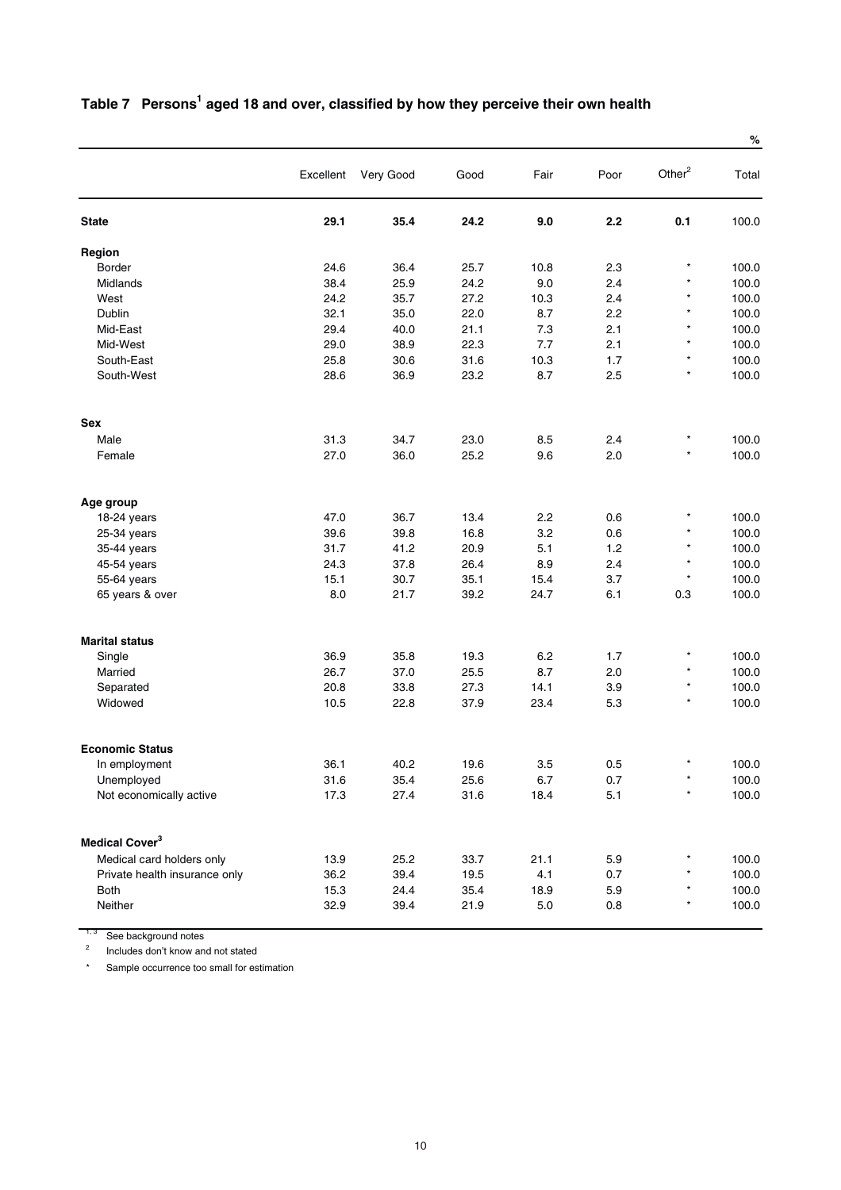## Table 7 Persons[1] aged 18 and over, classified by how they perceive their own health

%

| | Excellent | Very Good | Good | Fair | Poor | Other[2] | Total |
|---|---|---|---|---|---|---|---|
| **State** | **29.1** | **35.4** | **24.2** | **9.0** | **2.2** | **0.1** | 100.0 |
| **Region** | | | | | | | |
| Border | 24.6 | 36.4 | 25.7 | 10.8 | 2.3 | * | 100.0 |
| Midlands | 38.4 | 25.9 | 24.2 | 9.0 | 2.4 | * | 100.0 |
| West | 24.2 | 35.7 | 27.2 | 10.3 | 2.4 | * | 100.0 |
| Dublin | 32.1 | 35.0 | 22.0 | 8.7 | 2.2 | * | 100.0 |
| Mid-East | 29.4 | 40.0 | 21.1 | 7.3 | 2.1 | * | 100.0 |
| Mid-West | 29.0 | 38.9 | 22.3 | 7.7 | 2.1 | * | 100.0 |
| South-East | 25.8 | 30.6 | 31.6 | 10.3 | 1.7 | * | 100.0 |
| South-West | 28.6 | 36.9 | 23.2 | 8.7 | 2.5 | * | 100.0 |
| **Sex** | | | | | | | |
| Male | 31.3 | 34.7 | 23.0 | 8.5 | 2.4 | * | 100.0 |
| Female | 27.0 | 36.0 | 25.2 | 9.6 | 2.0 | * | 100.0 |
| **Age group** | | | | | | | |
| 18-24 years | 47.0 | 36.7 | 13.4 | 2.2 | 0.6 | * | 100.0 |
| 25-34 years | 39.6 | 39.8 | 16.8 | 3.2 | 0.6 | * | 100.0 |
| 35-44 years | 31.7 | 41.2 | 20.9 | 5.1 | 1.2 | * | 100.0 |
| 45-54 years | 24.3 | 37.8 | 26.4 | 8.9 | 2.4 | * | 100.0 |
| 55-64 years | 15.1 | 30.7 | 35.1 | 15.4 | 3.7 | * | 100.0 |
| 65 years & over | 8.0 | 21.7 | 39.2 | 24.7 | 6.1 | 0.3 | 100.0 |
| **Marital status** | | | | | | | |
| Single | 36.9 | 35.8 | 19.3 | 6.2 | 1.7 | * | 100.0 |
| Married | 26.7 | 37.0 | 25.5 | 8.7 | 2.0 | * | 100.0 |
| Separated | 20.8 | 33.8 | 27.3 | 14.1 | 3.9 | * | 100.0 |
| Widowed | 10.5 | 22.8 | 37.9 | 23.4 | 5.3 | * | 100.0 |
| **Economic Status** | | | | | | | |
| In employment | 36.1 | 40.2 | 19.6 | 3.5 | 0.5 | * | 100.0 |
| Unemployed | 31.6 | 35.4 | 25.6 | 6.7 | 0.7 | * | 100.0 |
| Not economically active | 17.3 | 27.4 | 31.6 | 18.4 | 5.1 | * | 100.0 |
| **Medical Cover[3]** | | | | | | | |
| Medical card holders only | 13.9 | 25.2 | 33.7 | 21.1 | 5.9 | * | 100.0 |
| Private health insurance only | 36.2 | 39.4 | 19.5 | 4.1 | 0.7 | * | 100.0 |
| Both | 15.3 | 24.4 | 35.4 | 18.9 | 5.9 | * | 100.0 |
| Neither | 32.9 | 39.4 | 21.9 | 5.0 | 0.8 | * | 100.0 |

[1, 3] See background notes

[2] Includes don't know and not stated

\* Sample occurrence too small for estimation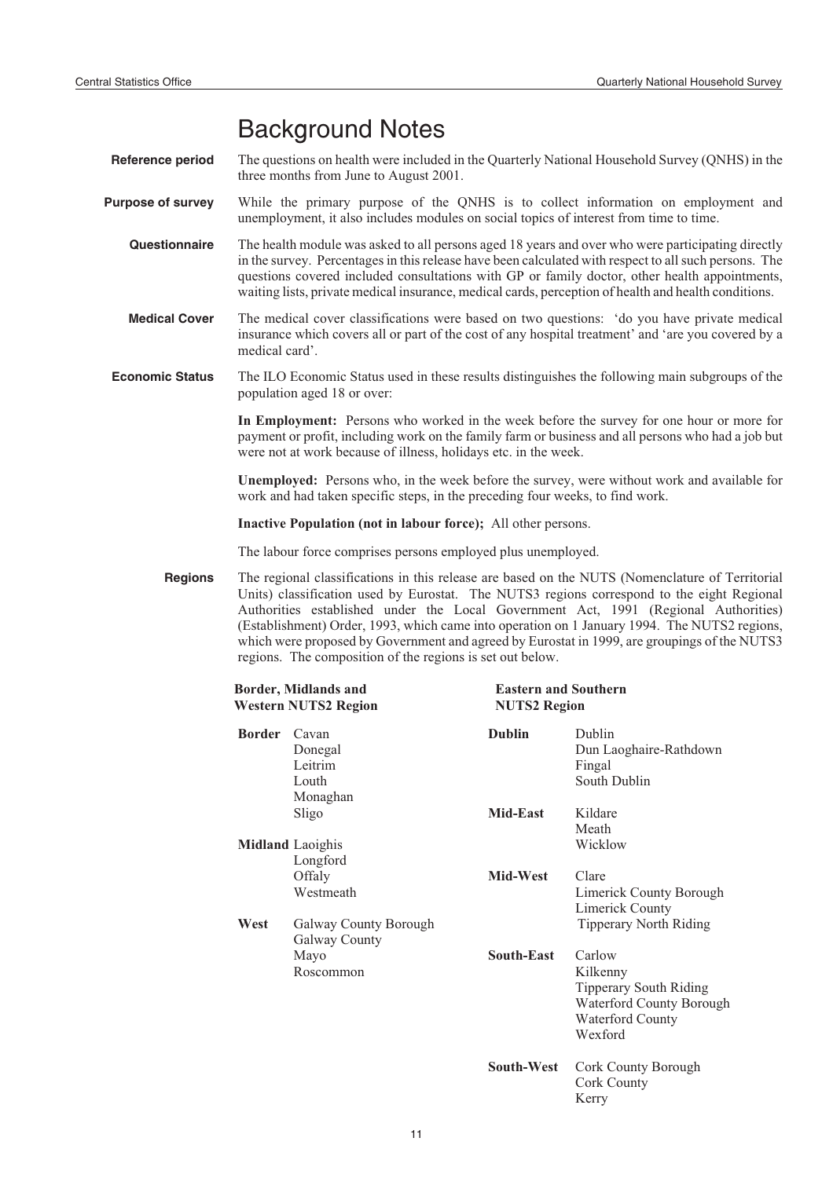# Background Notes

**Reference period** The questions on health were included in the Quarterly National Household Survey (QNHS) in the three months from June to August 2001.

**Purpose of survey** While the primary purpose of the QNHS is to collect information on employment and unemployment, it also includes modules on social topics of interest from time to time.

**Questionnaire** The health module was asked to all persons aged 18 years and over who were participating directly in the survey. Percentages in this release have been calculated with respect to all such persons. The questions covered included consultations with GP or family doctor, other health appointments, waiting lists, private medical insurance, medical cards, perception of health and health conditions.

**Medical Cover** The medical cover classifications were based on two questions: 'do you have private medical insurance which covers all or part of the cost of any hospital treatment' and 'are you covered by a medical card'.

**Economic Status** The ILO Economic Status used in these results distinguishes the following main subgroups of the population aged 18 or over:

**In Employment:** Persons who worked in the week before the survey for one hour or more for payment or profit, including work on the family farm or business and all persons who had a job but were not at work because of illness, holidays etc. in the week.

**Unemployed:** Persons who, in the week before the survey, were without work and available for work and had taken specific steps, in the preceding four weeks, to find work.

**Inactive Population (not in labour force);** All other persons.

The labour force comprises persons employed plus unemployed.

**Regions** The regional classifications in this release are based on the NUTS (Nomenclature of Territorial Units) classification used by Eurostat. The NUTS3 regions correspond to the eight Regional Authorities established under the Local Government Act, 1991 (Regional Authorities) (Establishment) Order, 1993, which came into operation on 1 January 1994. The NUTS2 regions, which were proposed by Government and agreed by Eurostat in 1999, are groupings of the NUTS3 regions. The composition of the regions is set out below.

**Border, Midlands and Western NUTS2 Region**

| | |
|---|---|
| **Border** | Cavan<br>Donegal<br>Leitrim<br>Louth<br>Monaghan<br>Sligo |
| **Midland** | Laoighis<br>Longford<br>Offaly<br>Westmeath |
| **West** | Galway County Borough<br>Galway County<br>Mayo<br>Roscommon |

**Eastern and Southern NUTS2 Region**

| | |
|---|---|
| **Dublin** | Dublin<br>Dun Laoghaire-Rathdown<br>Fingal<br>South Dublin |
| **Mid-East** | Kildare<br>Meath<br>Wicklow |
| **Mid-West** | Clare<br>Limerick County Borough<br>Limerick County<br>Tipperary North Riding |
| **South-East** | Carlow<br>Kilkenny<br>Tipperary South Riding<br>Waterford County Borough<br>Waterford County<br>Wexford |
| **South-West** | Cork County Borough<br>Cork County<br>Kerry |